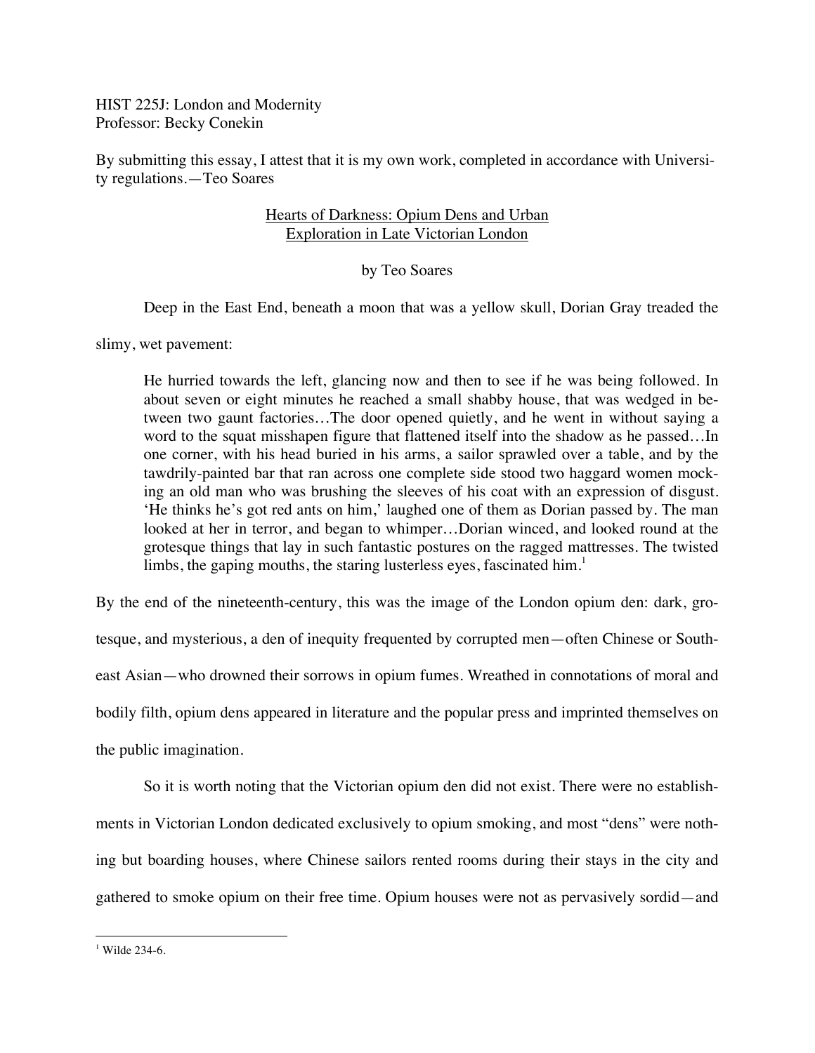HIST 225J: London and Modernity
Professor: Becky Conekin

By submitting this essay, I attest that it is my own work, completed in accordance with University regulations.—Teo Soares

<u>Hearts of Darkness: Opium Dens and Urban Exploration in Late Victorian London</u>

by Teo Soares

Deep in the East End, beneath a moon that was a yellow skull, Dorian Gray treaded the slimy, wet pavement:

> He hurried towards the left, glancing now and then to see if he was being followed. In about seven or eight minutes he reached a small shabby house, that was wedged in between two gaunt factories…The door opened quietly, and he went in without saying a word to the squat misshapen figure that flattened itself into the shadow as he passed…In one corner, with his head buried in his arms, a sailor sprawled over a table, and by the tawdrily-painted bar that ran across one complete side stood two haggard women mocking an old man who was brushing the sleeves of his coat with an expression of disgust. 'He thinks he's got red ants on him,' laughed one of them as Dorian passed by. The man looked at her in terror, and began to whimper…Dorian winced, and looked round at the grotesque things that lay in such fantastic postures on the ragged mattresses. The twisted limbs, the gaping mouths, the staring lusterless eyes, fascinated him.[1]

By the end of the nineteenth-century, this was the image of the London opium den: dark, grotesque, and mysterious, a den of inequity frequented by corrupted men—often Chinese or Southeast Asian—who drowned their sorrows in opium fumes. Wreathed in connotations of moral and bodily filth, opium dens appeared in literature and the popular press and imprinted themselves on the public imagination.

So it is worth noting that the Victorian opium den did not exist. There were no establishments in Victorian London dedicated exclusively to opium smoking, and most "dens" were nothing but boarding houses, where Chinese sailors rented rooms during their stays in the city and gathered to smoke opium on their free time. Opium houses were not as pervasively sordid—and

---

[1] Wilde 234-6.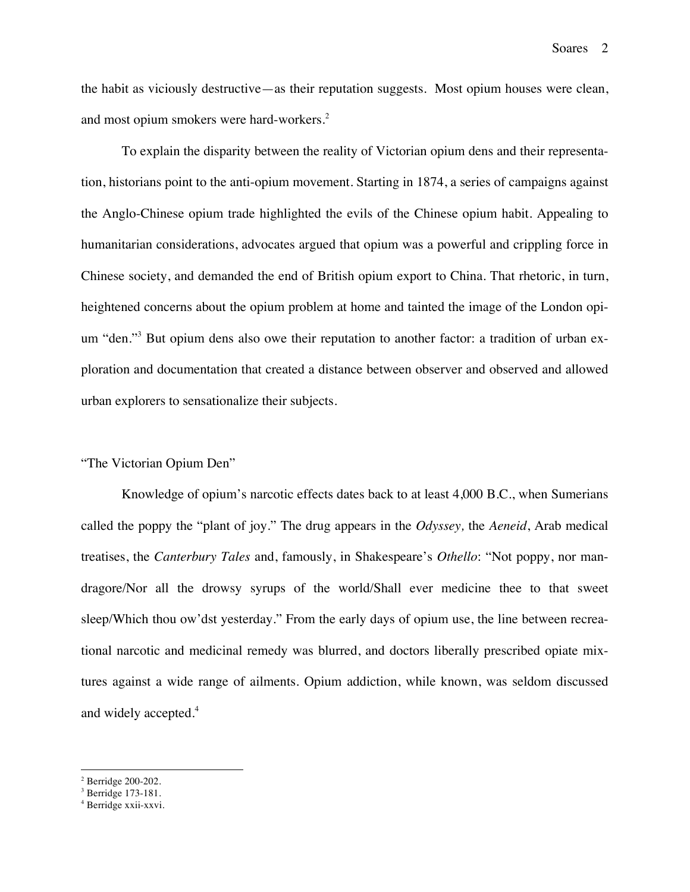the habit as viciously destructive—as their reputation suggests. Most opium houses were clean, and most opium smokers were hard-workers.[2]

To explain the disparity between the reality of Victorian opium dens and their representation, historians point to the anti-opium movement. Starting in 1874, a series of campaigns against the Anglo-Chinese opium trade highlighted the evils of the Chinese opium habit. Appealing to humanitarian considerations, advocates argued that opium was a powerful and crippling force in Chinese society, and demanded the end of British opium export to China. That rhetoric, in turn, heightened concerns about the opium problem at home and tainted the image of the London opium "den."[3] But opium dens also owe their reputation to another factor: a tradition of urban exploration and documentation that created a distance between observer and observed and allowed urban explorers to sensationalize their subjects.

## "The Victorian Opium Den"

Knowledge of opium's narcotic effects dates back to at least 4,000 B.C., when Sumerians called the poppy the "plant of joy." The drug appears in the *Odyssey,* the *Aeneid*, Arab medical treatises, the *Canterbury Tales* and, famously, in Shakespeare's *Othello*: "Not poppy, nor mandragore/Nor all the drowsy syrups of the world/Shall ever medicine thee to that sweet sleep/Which thou ow'dst yesterday." From the early days of opium use, the line between recreational narcotic and medicinal remedy was blurred, and doctors liberally prescribed opiate mixtures against a wide range of ailments. Opium addiction, while known, was seldom discussed and widely accepted.[4]

---

[2] Berridge 200-202.
[3] Berridge 173-181.
[4] Berridge xxii-xxvi.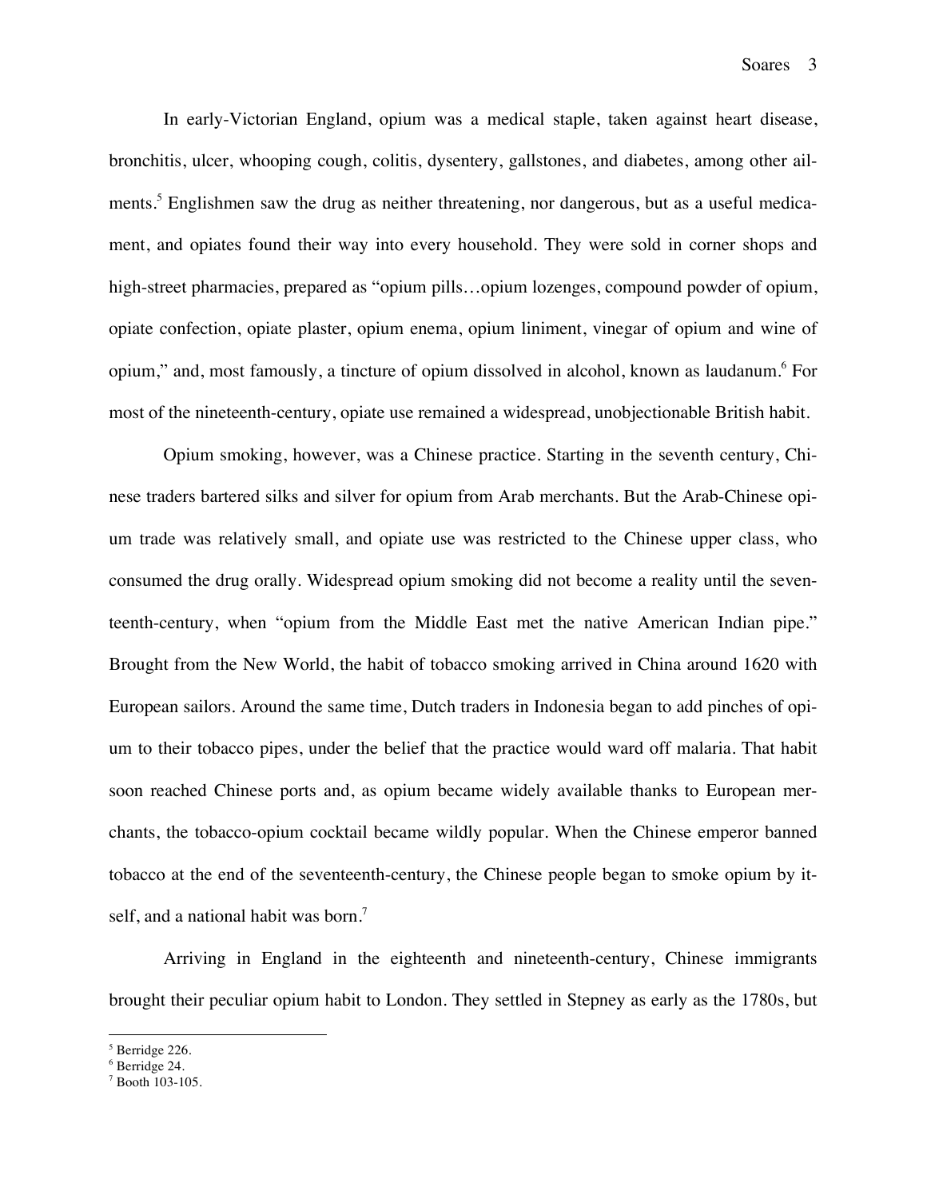In early-Victorian England, opium was a medical staple, taken against heart disease, bronchitis, ulcer, whooping cough, colitis, dysentery, gallstones, and diabetes, among other ailments.[5] Englishmen saw the drug as neither threatening, nor dangerous, but as a useful medicament, and opiates found their way into every household. They were sold in corner shops and high-street pharmacies, prepared as "opium pills…opium lozenges, compound powder of opium, opiate confection, opiate plaster, opium enema, opium liniment, vinegar of opium and wine of opium," and, most famously, a tincture of opium dissolved in alcohol, known as laudanum.[6] For most of the nineteenth-century, opiate use remained a widespread, unobjectionable British habit.

Opium smoking, however, was a Chinese practice. Starting in the seventh century, Chinese traders bartered silks and silver for opium from Arab merchants. But the Arab-Chinese opium trade was relatively small, and opiate use was restricted to the Chinese upper class, who consumed the drug orally. Widespread opium smoking did not become a reality until the seventeenth-century, when "opium from the Middle East met the native American Indian pipe." Brought from the New World, the habit of tobacco smoking arrived in China around 1620 with European sailors. Around the same time, Dutch traders in Indonesia began to add pinches of opium to their tobacco pipes, under the belief that the practice would ward off malaria. That habit soon reached Chinese ports and, as opium became widely available thanks to European merchants, the tobacco-opium cocktail became wildly popular. When the Chinese emperor banned tobacco at the end of the seventeenth-century, the Chinese people began to smoke opium by itself, and a national habit was born.[7]

Arriving in England in the eighteenth and nineteenth-century, Chinese immigrants brought their peculiar opium habit to London. They settled in Stepney as early as the 1780s, but

---

[5] Berridge 226.

[6] Berridge 24.

[7] Booth 103-105.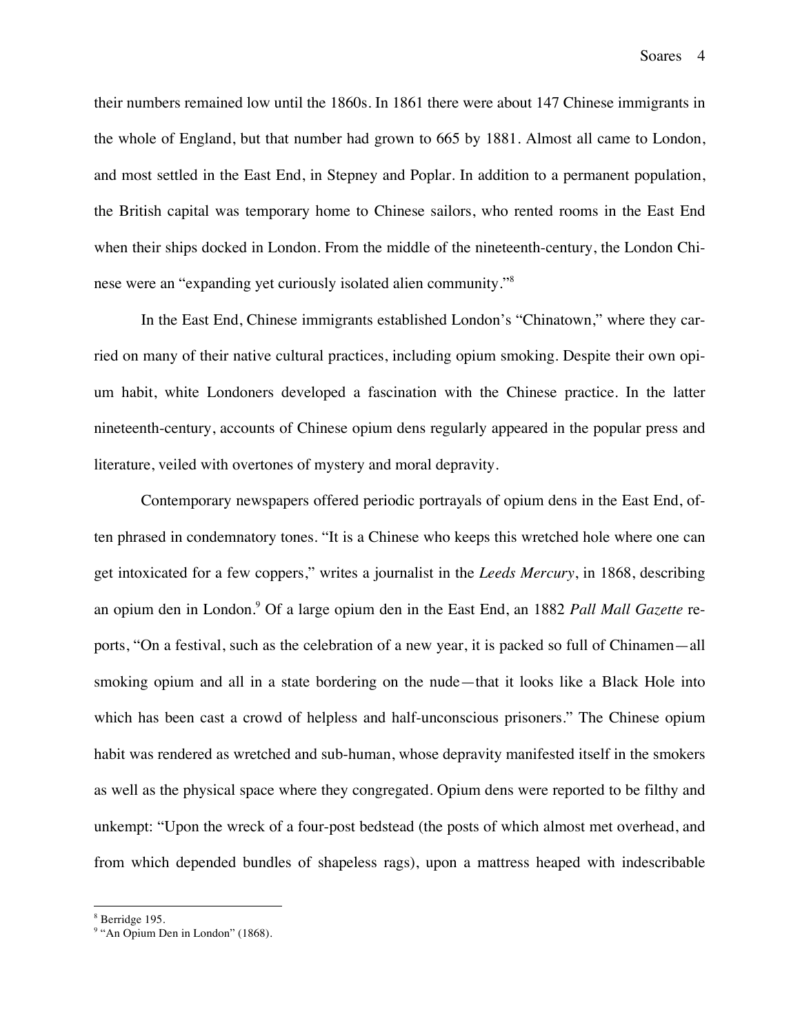their numbers remained low until the 1860s. In 1861 there were about 147 Chinese immigrants in the whole of England, but that number had grown to 665 by 1881. Almost all came to London, and most settled in the East End, in Stepney and Poplar. In addition to a permanent population, the British capital was temporary home to Chinese sailors, who rented rooms in the East End when their ships docked in London. From the middle of the nineteenth-century, the London Chinese were an "expanding yet curiously isolated alien community."[8]

In the East End, Chinese immigrants established London's "Chinatown," where they carried on many of their native cultural practices, including opium smoking. Despite their own opium habit, white Londoners developed a fascination with the Chinese practice. In the latter nineteenth-century, accounts of Chinese opium dens regularly appeared in the popular press and literature, veiled with overtones of mystery and moral depravity.

Contemporary newspapers offered periodic portrayals of opium dens in the East End, often phrased in condemnatory tones. "It is a Chinese who keeps this wretched hole where one can get intoxicated for a few coppers," writes a journalist in the *Leeds Mercury*, in 1868, describing an opium den in London.[9] Of a large opium den in the East End, an 1882 *Pall Mall Gazette* reports, "On a festival, such as the celebration of a new year, it is packed so full of Chinamen—all smoking opium and all in a state bordering on the nude—that it looks like a Black Hole into which has been cast a crowd of helpless and half-unconscious prisoners." The Chinese opium habit was rendered as wretched and sub-human, whose depravity manifested itself in the smokers as well as the physical space where they congregated. Opium dens were reported to be filthy and unkempt: "Upon the wreck of a four-post bedstead (the posts of which almost met overhead, and from which depended bundles of shapeless rags), upon a mattress heaped with indescribable

---

[8] Berridge 195.

[9] "An Opium Den in London" (1868).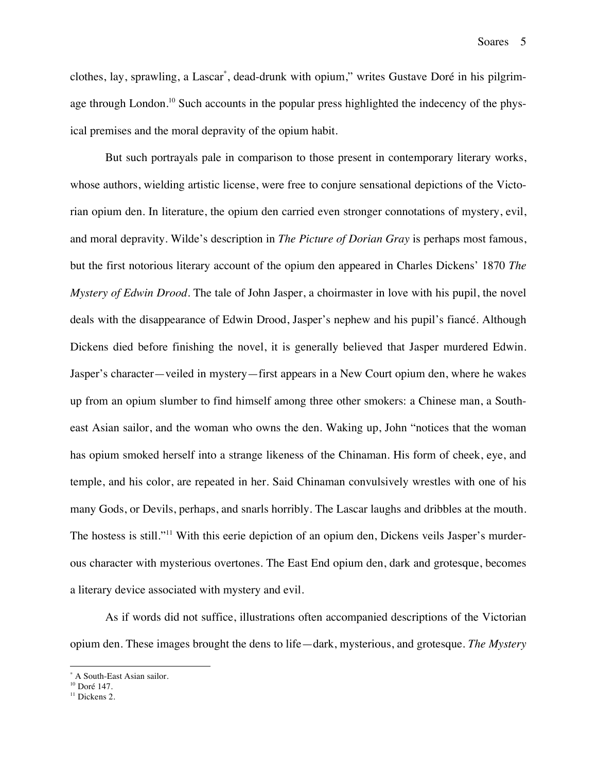clothes, lay, sprawling, a Lascar*, dead-drunk with opium," writes Gustave Doré in his pilgrimage through London.[10] Such accounts in the popular press highlighted the indecency of the physical premises and the moral depravity of the opium habit.

But such portrayals pale in comparison to those present in contemporary literary works, whose authors, wielding artistic license, were free to conjure sensational depictions of the Victorian opium den. In literature, the opium den carried even stronger connotations of mystery, evil, and moral depravity. Wilde's description in *The Picture of Dorian Gray* is perhaps most famous, but the first notorious literary account of the opium den appeared in Charles Dickens' 1870 *The Mystery of Edwin Drood*. The tale of John Jasper, a choirmaster in love with his pupil, the novel deals with the disappearance of Edwin Drood, Jasper's nephew and his pupil's fiancé. Although Dickens died before finishing the novel, it is generally believed that Jasper murdered Edwin. Jasper's character—veiled in mystery—first appears in a New Court opium den, where he wakes up from an opium slumber to find himself among three other smokers: a Chinese man, a Southeast Asian sailor, and the woman who owns the den. Waking up, John "notices that the woman has opium smoked herself into a strange likeness of the Chinaman. His form of cheek, eye, and temple, and his color, are repeated in her. Said Chinaman convulsively wrestles with one of his many Gods, or Devils, perhaps, and snarls horribly. The Lascar laughs and dribbles at the mouth. The hostess is still."[11] With this eerie depiction of an opium den, Dickens veils Jasper's murderous character with mysterious overtones. The East End opium den, dark and grotesque, becomes a literary device associated with mystery and evil.

As if words did not suffice, illustrations often accompanied descriptions of the Victorian opium den. These images brought the dens to life—dark, mysterious, and grotesque. *The Mystery*

---

\* A South-East Asian sailor.

[10] Doré 147.

[11] Dickens 2.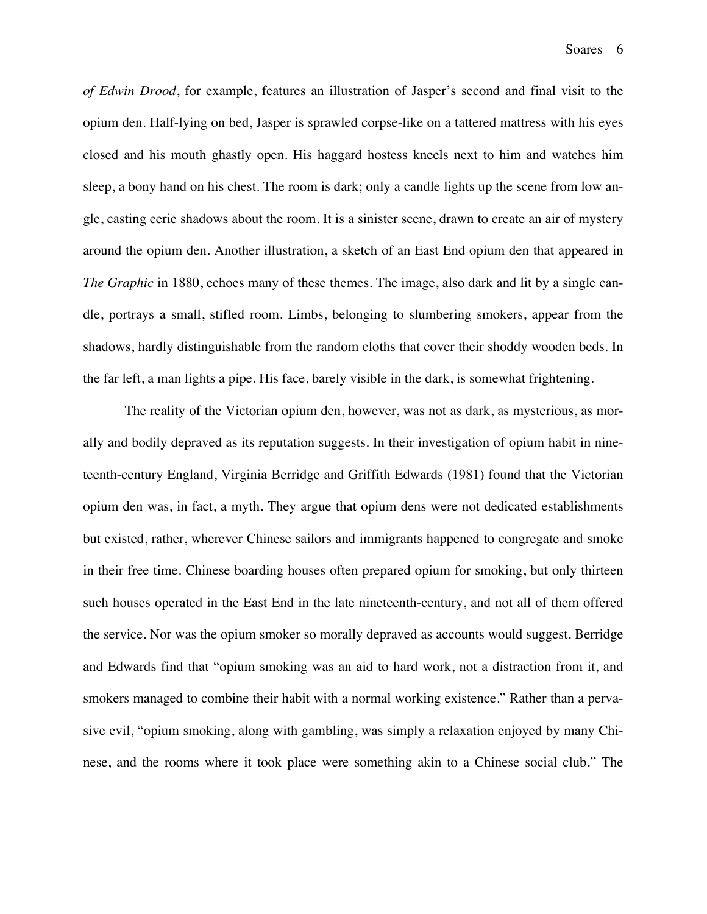*of Edwin Drood*, for example, features an illustration of Jasper's second and final visit to the opium den. Half-lying on bed, Jasper is sprawled corpse-like on a tattered mattress with his eyes closed and his mouth ghastly open. His haggard hostess kneels next to him and watches him sleep, a bony hand on his chest. The room is dark; only a candle lights up the scene from low angle, casting eerie shadows about the room. It is a sinister scene, drawn to create an air of mystery around the opium den. Another illustration, a sketch of an East End opium den that appeared in *The Graphic* in 1880, echoes many of these themes. The image, also dark and lit by a single candle, portrays a small, stifled room. Limbs, belonging to slumbering smokers, appear from the shadows, hardly distinguishable from the random cloths that cover their shoddy wooden beds. In the far left, a man lights a pipe. His face, barely visible in the dark, is somewhat frightening.

The reality of the Victorian opium den, however, was not as dark, as mysterious, as morally and bodily depraved as its reputation suggests. In their investigation of opium habit in nineteenth-century England, Virginia Berridge and Griffith Edwards (1981) found that the Victorian opium den was, in fact, a myth. They argue that opium dens were not dedicated establishments but existed, rather, wherever Chinese sailors and immigrants happened to congregate and smoke in their free time. Chinese boarding houses often prepared opium for smoking, but only thirteen such houses operated in the East End in the late nineteenth-century, and not all of them offered the service. Nor was the opium smoker so morally depraved as accounts would suggest. Berridge and Edwards find that "opium smoking was an aid to hard work, not a distraction from it, and smokers managed to combine their habit with a normal working existence." Rather than a pervasive evil, "opium smoking, along with gambling, was simply a relaxation enjoyed by many Chinese, and the rooms where it took place were something akin to a Chinese social club." The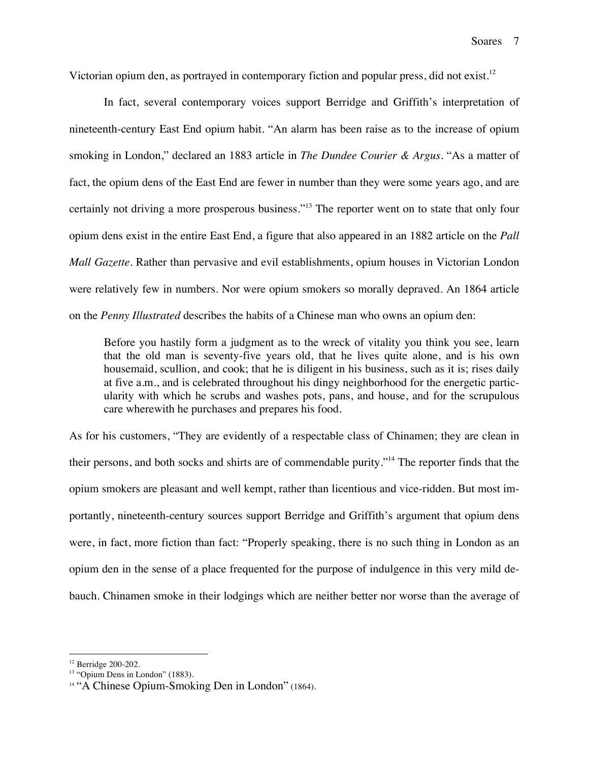Victorian opium den, as portrayed in contemporary fiction and popular press, did not exist.[12]

In fact, several contemporary voices support Berridge and Griffith's interpretation of nineteenth-century East End opium habit. "An alarm has been raise as to the increase of opium smoking in London," declared an 1883 article in *The Dundee Courier & Argus*. "As a matter of fact, the opium dens of the East End are fewer in number than they were some years ago, and are certainly not driving a more prosperous business."[13] The reporter went on to state that only four opium dens exist in the entire East End, a figure that also appeared in an 1882 article on the *Pall Mall Gazette*. Rather than pervasive and evil establishments, opium houses in Victorian London were relatively few in numbers. Nor were opium smokers so morally depraved. An 1864 article on the *Penny Illustrated* describes the habits of a Chinese man who owns an opium den:

> Before you hastily form a judgment as to the wreck of vitality you think you see, learn that the old man is seventy-five years old, that he lives quite alone, and is his own housemaid, scullion, and cook; that he is diligent in his business, such as it is; rises daily at five a.m., and is celebrated throughout his dingy neighborhood for the energetic particularity with which he scrubs and washes pots, pans, and house, and for the scrupulous care wherewith he purchases and prepares his food.

As for his customers, "They are evidently of a respectable class of Chinamen; they are clean in their persons, and both socks and shirts are of commendable purity."[14] The reporter finds that the opium smokers are pleasant and well kempt, rather than licentious and vice-ridden. But most importantly, nineteenth-century sources support Berridge and Griffith's argument that opium dens were, in fact, more fiction than fact: "Properly speaking, there is no such thing in London as an opium den in the sense of a place frequented for the purpose of indulgence in this very mild debauch. Chinamen smoke in their lodgings which are neither better nor worse than the average of

---

[12] Berridge 200-202.

[13] "Opium Dens in London" (1883).

[14] "A Chinese Opium-Smoking Den in London" (1864).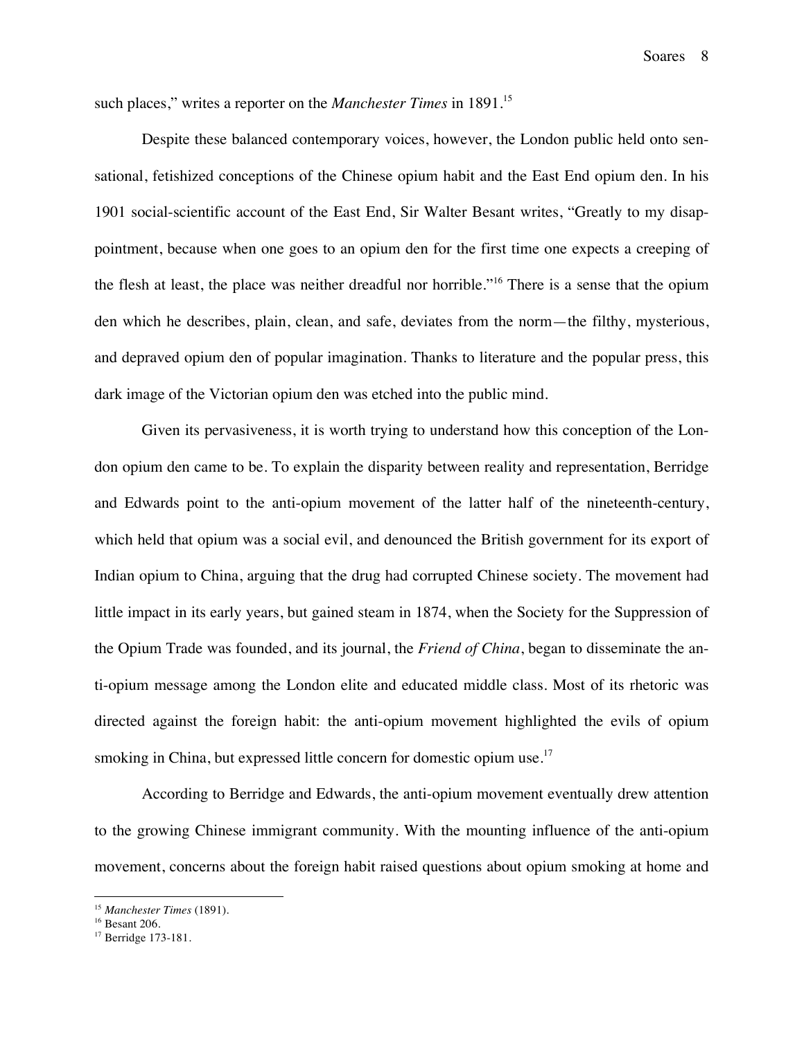such places," writes a reporter on the *Manchester Times* in 1891.[15]

Despite these balanced contemporary voices, however, the London public held onto sensational, fetishized conceptions of the Chinese opium habit and the East End opium den. In his 1901 social-scientific account of the East End, Sir Walter Besant writes, "Greatly to my disappointment, because when one goes to an opium den for the first time one expects a creeping of the flesh at least, the place was neither dreadful nor horrible."[16] There is a sense that the opium den which he describes, plain, clean, and safe, deviates from the norm—the filthy, mysterious, and depraved opium den of popular imagination. Thanks to literature and the popular press, this dark image of the Victorian opium den was etched into the public mind.

Given its pervasiveness, it is worth trying to understand how this conception of the London opium den came to be. To explain the disparity between reality and representation, Berridge and Edwards point to the anti-opium movement of the latter half of the nineteenth-century, which held that opium was a social evil, and denounced the British government for its export of Indian opium to China, arguing that the drug had corrupted Chinese society. The movement had little impact in its early years, but gained steam in 1874, when the Society for the Suppression of the Opium Trade was founded, and its journal, the *Friend of China*, began to disseminate the anti-opium message among the London elite and educated middle class. Most of its rhetoric was directed against the foreign habit: the anti-opium movement highlighted the evils of opium smoking in China, but expressed little concern for domestic opium use.[17]

According to Berridge and Edwards, the anti-opium movement eventually drew attention to the growing Chinese immigrant community. With the mounting influence of the anti-opium movement, concerns about the foreign habit raised questions about opium smoking at home and

---

[15] *Manchester Times* (1891).
[16] Besant 206.
[17] Berridge 173-181.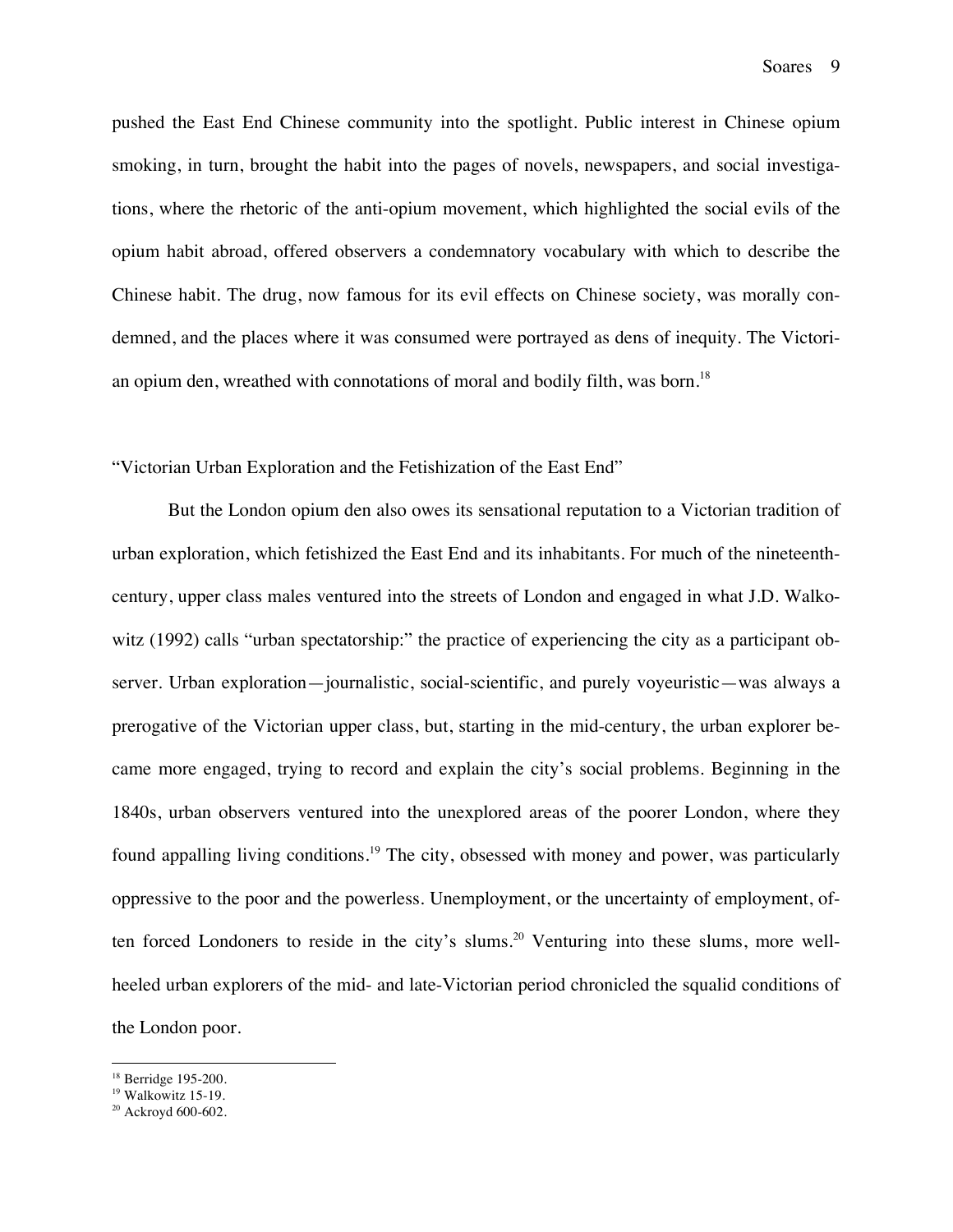pushed the East End Chinese community into the spotlight. Public interest in Chinese opium smoking, in turn, brought the habit into the pages of novels, newspapers, and social investigations, where the rhetoric of the anti-opium movement, which highlighted the social evils of the opium habit abroad, offered observers a condemnatory vocabulary with which to describe the Chinese habit. The drug, now famous for its evil effects on Chinese society, was morally condemned, and the places where it was consumed were portrayed as dens of inequity. The Victorian opium den, wreathed with connotations of moral and bodily filth, was born.[18]

"Victorian Urban Exploration and the Fetishization of the East End"

But the London opium den also owes its sensational reputation to a Victorian tradition of urban exploration, which fetishized the East End and its inhabitants. For much of the nineteenth-century, upper class males ventured into the streets of London and engaged in what J.D. Walkowitz (1992) calls "urban spectatorship:" the practice of experiencing the city as a participant observer. Urban exploration—journalistic, social-scientific, and purely voyeuristic—was always a prerogative of the Victorian upper class, but, starting in the mid-century, the urban explorer became more engaged, trying to record and explain the city's social problems. Beginning in the 1840s, urban observers ventured into the unexplored areas of the poorer London, where they found appalling living conditions.[19] The city, obsessed with money and power, was particularly oppressive to the poor and the powerless. Unemployment, or the uncertainty of employment, often forced Londoners to reside in the city's slums.[20] Venturing into these slums, more well-heeled urban explorers of the mid- and late-Victorian period chronicled the squalid conditions of the London poor.

---

[18] Berridge 195-200.
[19] Walkowitz 15-19.
[20] Ackroyd 600-602.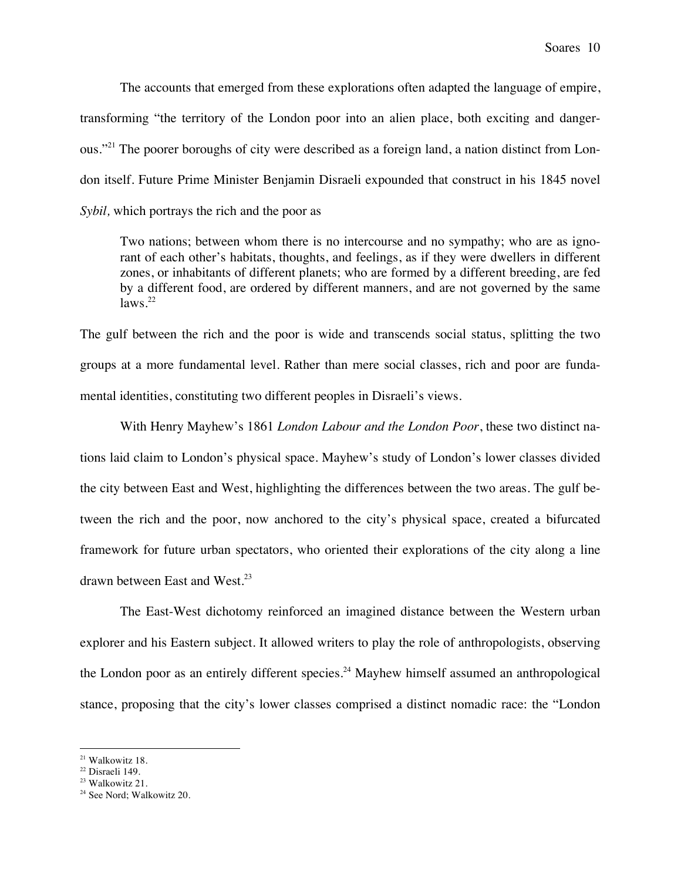The accounts that emerged from these explorations often adapted the language of empire, transforming "the territory of the London poor into an alien place, both exciting and dangerous."[21] The poorer boroughs of city were described as a foreign land, a nation distinct from London itself. Future Prime Minister Benjamin Disraeli expounded that construct in his 1845 novel *Sybil,* which portrays the rich and the poor as

> Two nations; between whom there is no intercourse and no sympathy; who are as ignorant of each other's habitats, thoughts, and feelings, as if they were dwellers in different zones, or inhabitants of different planets; who are formed by a different breeding, are fed by a different food, are ordered by different manners, and are not governed by the same laws.[22]

The gulf between the rich and the poor is wide and transcends social status, splitting the two groups at a more fundamental level. Rather than mere social classes, rich and poor are fundamental identities, constituting two different peoples in Disraeli's views.

With Henry Mayhew's 1861 *London Labour and the London Poor*, these two distinct nations laid claim to London's physical space. Mayhew's study of London's lower classes divided the city between East and West, highlighting the differences between the two areas. The gulf between the rich and the poor, now anchored to the city's physical space, created a bifurcated framework for future urban spectators, who oriented their explorations of the city along a line drawn between East and West.[23]

The East-West dichotomy reinforced an imagined distance between the Western urban explorer and his Eastern subject. It allowed writers to play the role of anthropologists, observing the London poor as an entirely different species.[24] Mayhew himself assumed an anthropological stance, proposing that the city's lower classes comprised a distinct nomadic race: the "London

---

[21] Walkowitz 18.
[22] Disraeli 149.
[23] Walkowitz 21.
[24] See Nord; Walkowitz 20.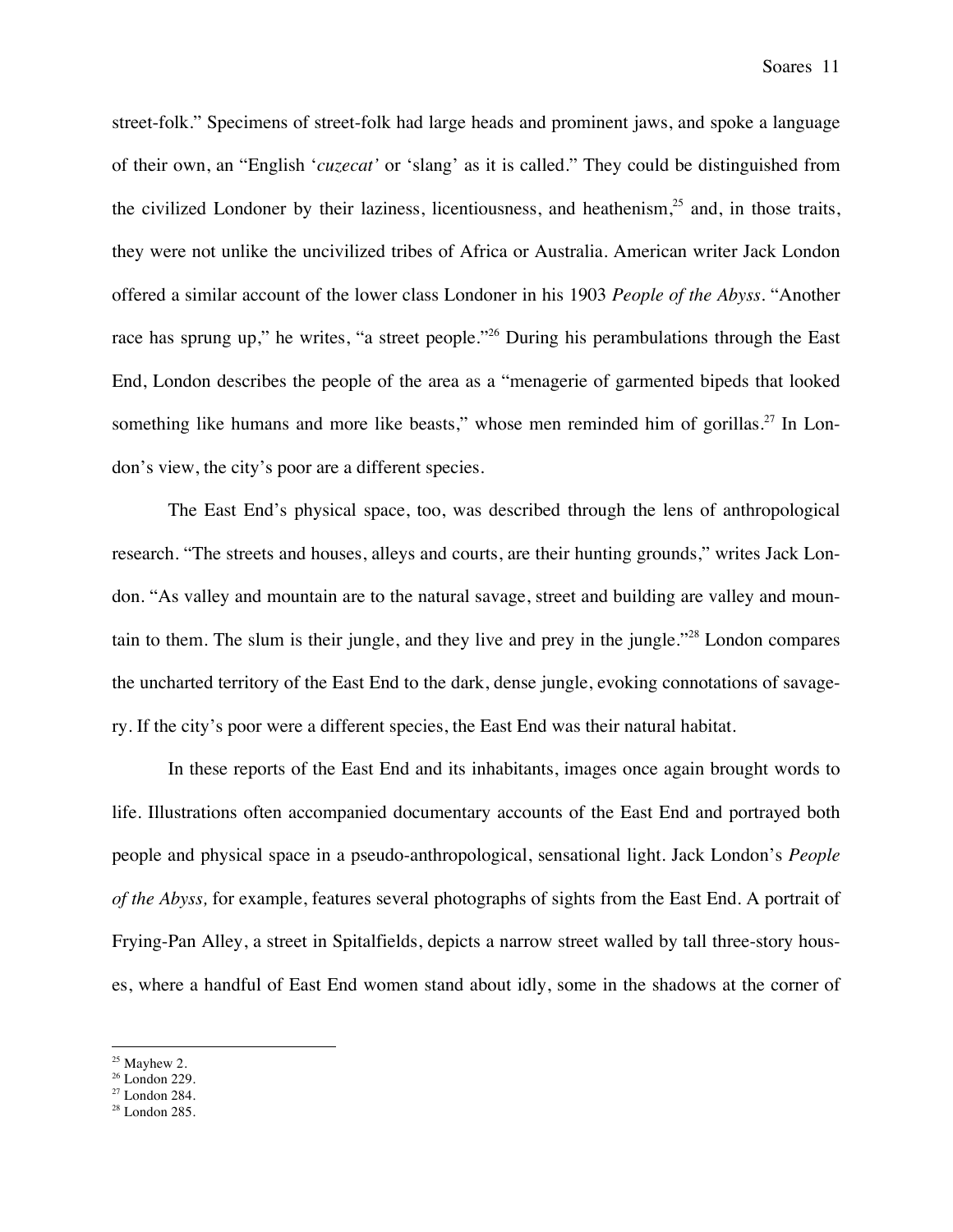street-folk." Specimens of street-folk had large heads and prominent jaws, and spoke a language of their own, an "English '*cuzecat'* or 'slang' as it is called." They could be distinguished from the civilized Londoner by their laziness, licentiousness, and heathenism,[25] and, in those traits, they were not unlike the uncivilized tribes of Africa or Australia. American writer Jack London offered a similar account of the lower class Londoner in his 1903 *People of the Abyss*. "Another race has sprung up," he writes, "a street people."[26] During his perambulations through the East End, London describes the people of the area as a "menagerie of garmented bipeds that looked something like humans and more like beasts," whose men reminded him of gorillas.[27] In London's view, the city's poor are a different species.

The East End's physical space, too, was described through the lens of anthropological research. "The streets and houses, alleys and courts, are their hunting grounds," writes Jack London. "As valley and mountain are to the natural savage, street and building are valley and mountain to them. The slum is their jungle, and they live and prey in the jungle."[28] London compares the uncharted territory of the East End to the dark, dense jungle, evoking connotations of savagery. If the city's poor were a different species, the East End was their natural habitat.

In these reports of the East End and its inhabitants, images once again brought words to life. Illustrations often accompanied documentary accounts of the East End and portrayed both people and physical space in a pseudo-anthropological, sensational light. Jack London's *People of the Abyss,* for example, features several photographs of sights from the East End. A portrait of Frying-Pan Alley, a street in Spitalfields, depicts a narrow street walled by tall three-story houses, where a handful of East End women stand about idly, some in the shadows at the corner of

---

[25] Mayhew 2.
[26] London 229.
[27] London 284.
[28] London 285.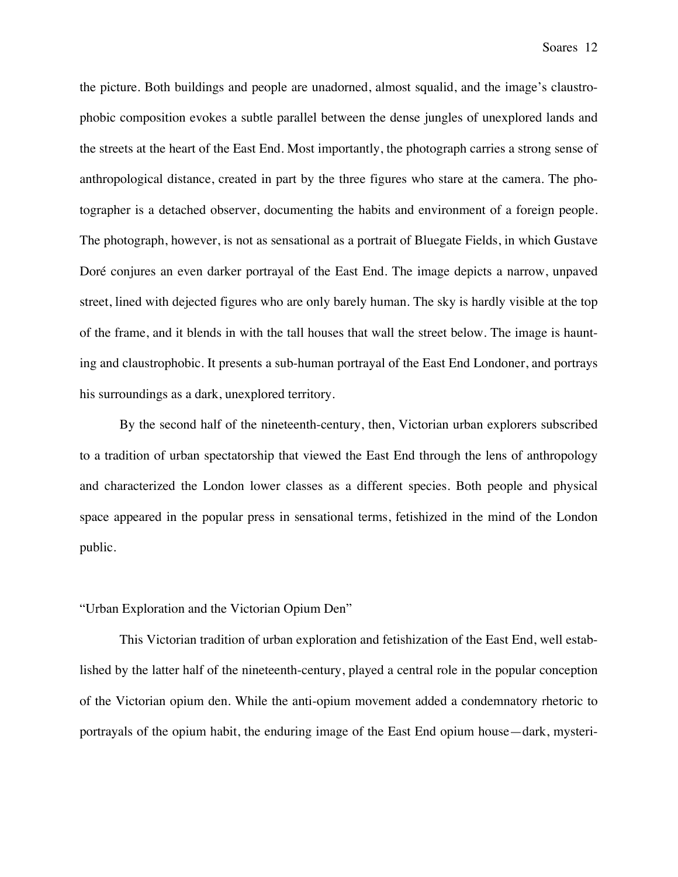the picture. Both buildings and people are unadorned, almost squalid, and the image's claustrophobic composition evokes a subtle parallel between the dense jungles of unexplored lands and the streets at the heart of the East End. Most importantly, the photograph carries a strong sense of anthropological distance, created in part by the three figures who stare at the camera. The photographer is a detached observer, documenting the habits and environment of a foreign people. The photograph, however, is not as sensational as a portrait of Bluegate Fields, in which Gustave Doré conjures an even darker portrayal of the East End. The image depicts a narrow, unpaved street, lined with dejected figures who are only barely human. The sky is hardly visible at the top of the frame, and it blends in with the tall houses that wall the street below. The image is haunting and claustrophobic. It presents a sub-human portrayal of the East End Londoner, and portrays his surroundings as a dark, unexplored territory.

By the second half of the nineteenth-century, then, Victorian urban explorers subscribed to a tradition of urban spectatorship that viewed the East End through the lens of anthropology and characterized the London lower classes as a different species. Both people and physical space appeared in the popular press in sensational terms, fetishized in the mind of the London public.

## "Urban Exploration and the Victorian Opium Den"

This Victorian tradition of urban exploration and fetishization of the East End, well established by the latter half of the nineteenth-century, played a central role in the popular conception of the Victorian opium den. While the anti-opium movement added a condemnatory rhetoric to portrayals of the opium habit, the enduring image of the East End opium house—dark, mysteri-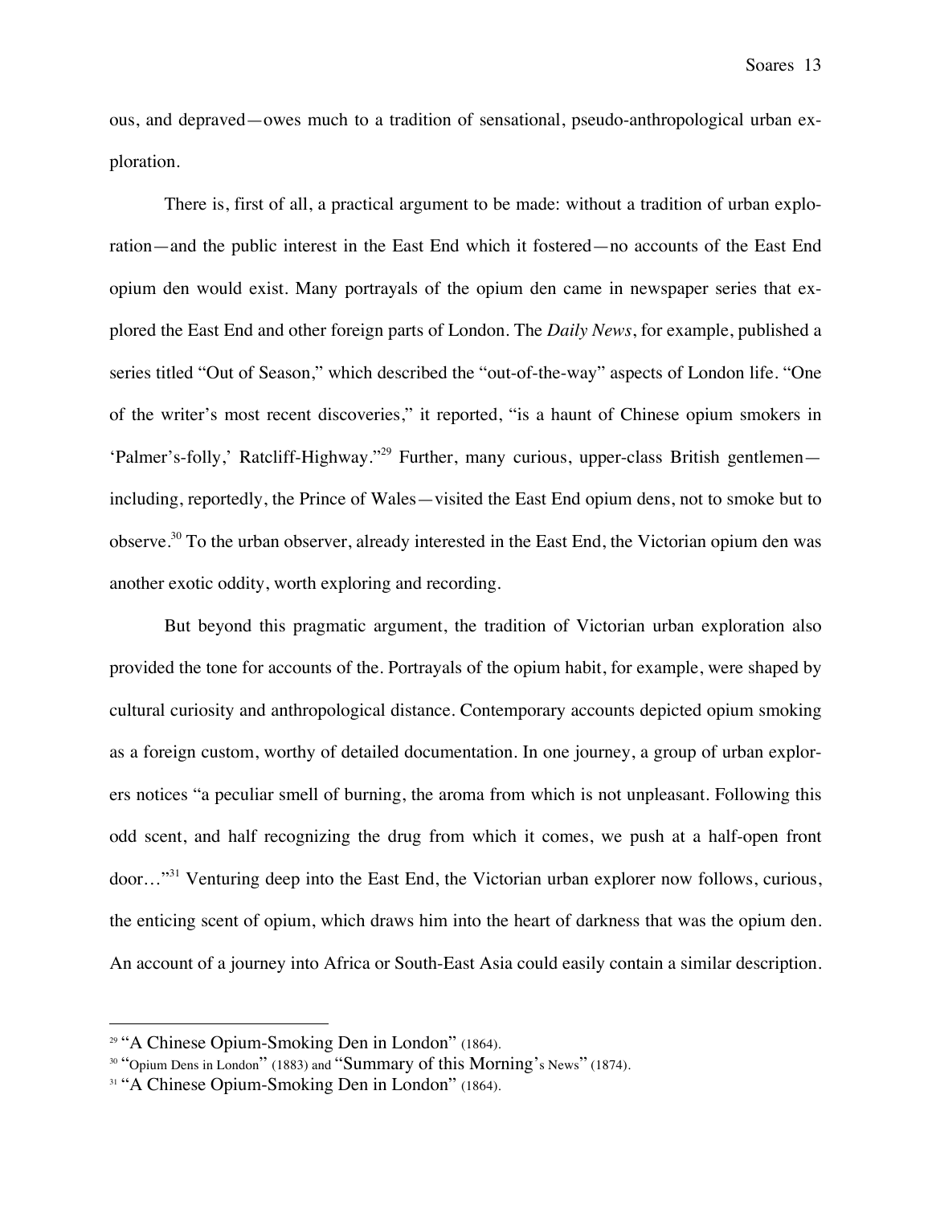ous, and depraved—owes much to a tradition of sensational, pseudo-anthropological urban exploration.

There is, first of all, a practical argument to be made: without a tradition of urban exploration—and the public interest in the East End which it fostered—no accounts of the East End opium den would exist. Many portrayals of the opium den came in newspaper series that explored the East End and other foreign parts of London. The *Daily News*, for example, published a series titled "Out of Season," which described the "out-of-the-way" aspects of London life. "One of the writer's most recent discoveries," it reported, "is a haunt of Chinese opium smokers in 'Palmer's-folly,' Ratcliff-Highway."[29] Further, many curious, upper-class British gentlemen—including, reportedly, the Prince of Wales—visited the East End opium dens, not to smoke but to observe.[30] To the urban observer, already interested in the East End, the Victorian opium den was another exotic oddity, worth exploring and recording.

But beyond this pragmatic argument, the tradition of Victorian urban exploration also provided the tone for accounts of the. Portrayals of the opium habit, for example, were shaped by cultural curiosity and anthropological distance. Contemporary accounts depicted opium smoking as a foreign custom, worthy of detailed documentation. In one journey, a group of urban explorers notices "a peculiar smell of burning, the aroma from which is not unpleasant. Following this odd scent, and half recognizing the drug from which it comes, we push at a half-open front door…"[31] Venturing deep into the East End, the Victorian urban explorer now follows, curious, the enticing scent of opium, which draws him into the heart of darkness that was the opium den. An account of a journey into Africa or South-East Asia could easily contain a similar description.

---

[29] "A Chinese Opium-Smoking Den in London" (1864).

[30] "Opium Dens in London" (1883) and "Summary of this Morning's News" (1874).

[31] "A Chinese Opium-Smoking Den in London" (1864).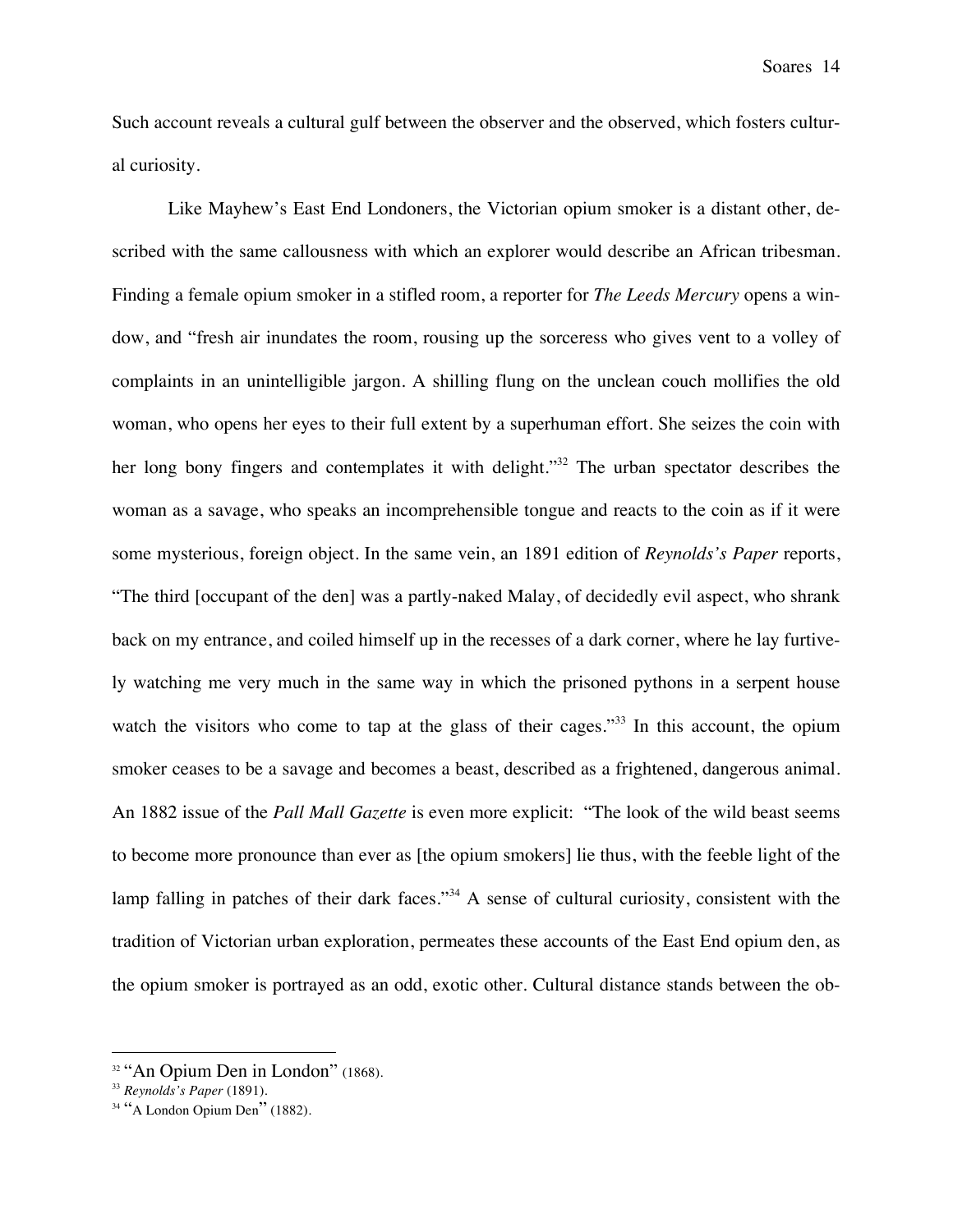Such account reveals a cultural gulf between the observer and the observed, which fosters cultural curiosity.

Like Mayhew's East End Londoners, the Victorian opium smoker is a distant other, described with the same callousness with which an explorer would describe an African tribesman. Finding a female opium smoker in a stifled room, a reporter for *The Leeds Mercury* opens a window, and "fresh air inundates the room, rousing up the sorceress who gives vent to a volley of complaints in an unintelligible jargon. A shilling flung on the unclean couch mollifies the old woman, who opens her eyes to their full extent by a superhuman effort. She seizes the coin with her long bony fingers and contemplates it with delight."[32] The urban spectator describes the woman as a savage, who speaks an incomprehensible tongue and reacts to the coin as if it were some mysterious, foreign object. In the same vein, an 1891 edition of *Reynolds's Paper* reports, "The third [occupant of the den] was a partly-naked Malay, of decidedly evil aspect, who shrank back on my entrance, and coiled himself up in the recesses of a dark corner, where he lay furtively watching me very much in the same way in which the prisoned pythons in a serpent house watch the visitors who come to tap at the glass of their cages."[33] In this account, the opium smoker ceases to be a savage and becomes a beast, described as a frightened, dangerous animal. An 1882 issue of the *Pall Mall Gazette* is even more explicit: "The look of the wild beast seems to become more pronounce than ever as [the opium smokers] lie thus, with the feeble light of the lamp falling in patches of their dark faces."[34] A sense of cultural curiosity, consistent with the tradition of Victorian urban exploration, permeates these accounts of the East End opium den, as the opium smoker is portrayed as an odd, exotic other. Cultural distance stands between the ob-

---

[32] "An Opium Den in London" (1868).

[33] *Reynolds's Paper* (1891).

[34] "A London Opium Den" (1882).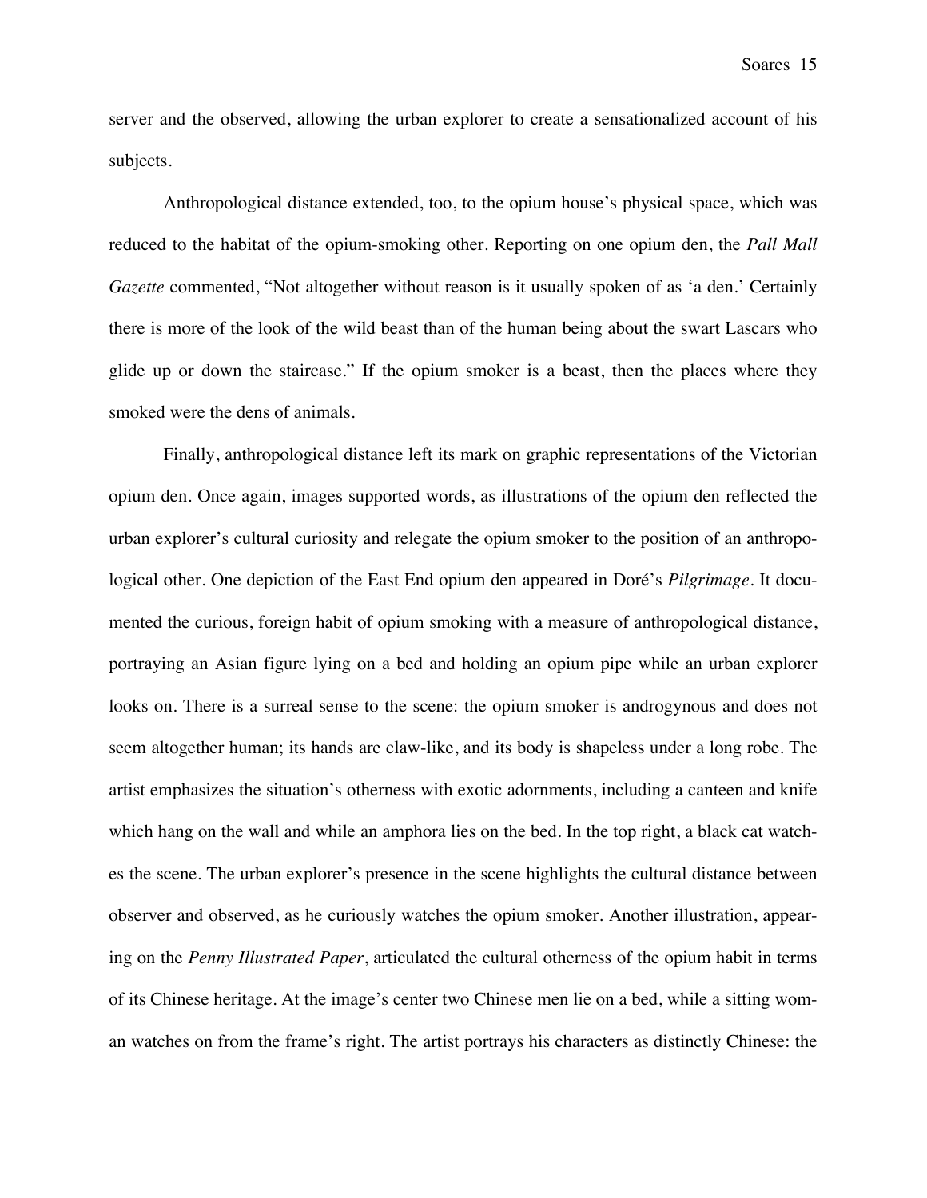server and the observed, allowing the urban explorer to create a sensationalized account of his subjects.

Anthropological distance extended, too, to the opium house's physical space, which was reduced to the habitat of the opium-smoking other. Reporting on one opium den, the *Pall Mall Gazette* commented, "Not altogether without reason is it usually spoken of as 'a den.' Certainly there is more of the look of the wild beast than of the human being about the swart Lascars who glide up or down the staircase." If the opium smoker is a beast, then the places where they smoked were the dens of animals.

Finally, anthropological distance left its mark on graphic representations of the Victorian opium den. Once again, images supported words, as illustrations of the opium den reflected the urban explorer's cultural curiosity and relegate the opium smoker to the position of an anthropological other. One depiction of the East End opium den appeared in Doré's *Pilgrimage*. It documented the curious, foreign habit of opium smoking with a measure of anthropological distance, portraying an Asian figure lying on a bed and holding an opium pipe while an urban explorer looks on. There is a surreal sense to the scene: the opium smoker is androgynous and does not seem altogether human; its hands are claw-like, and its body is shapeless under a long robe. The artist emphasizes the situation's otherness with exotic adornments, including a canteen and knife which hang on the wall and while an amphora lies on the bed. In the top right, a black cat watches the scene. The urban explorer's presence in the scene highlights the cultural distance between observer and observed, as he curiously watches the opium smoker. Another illustration, appearing on the *Penny Illustrated Paper*, articulated the cultural otherness of the opium habit in terms of its Chinese heritage. At the image's center two Chinese men lie on a bed, while a sitting woman watches on from the frame's right. The artist portrays his characters as distinctly Chinese: the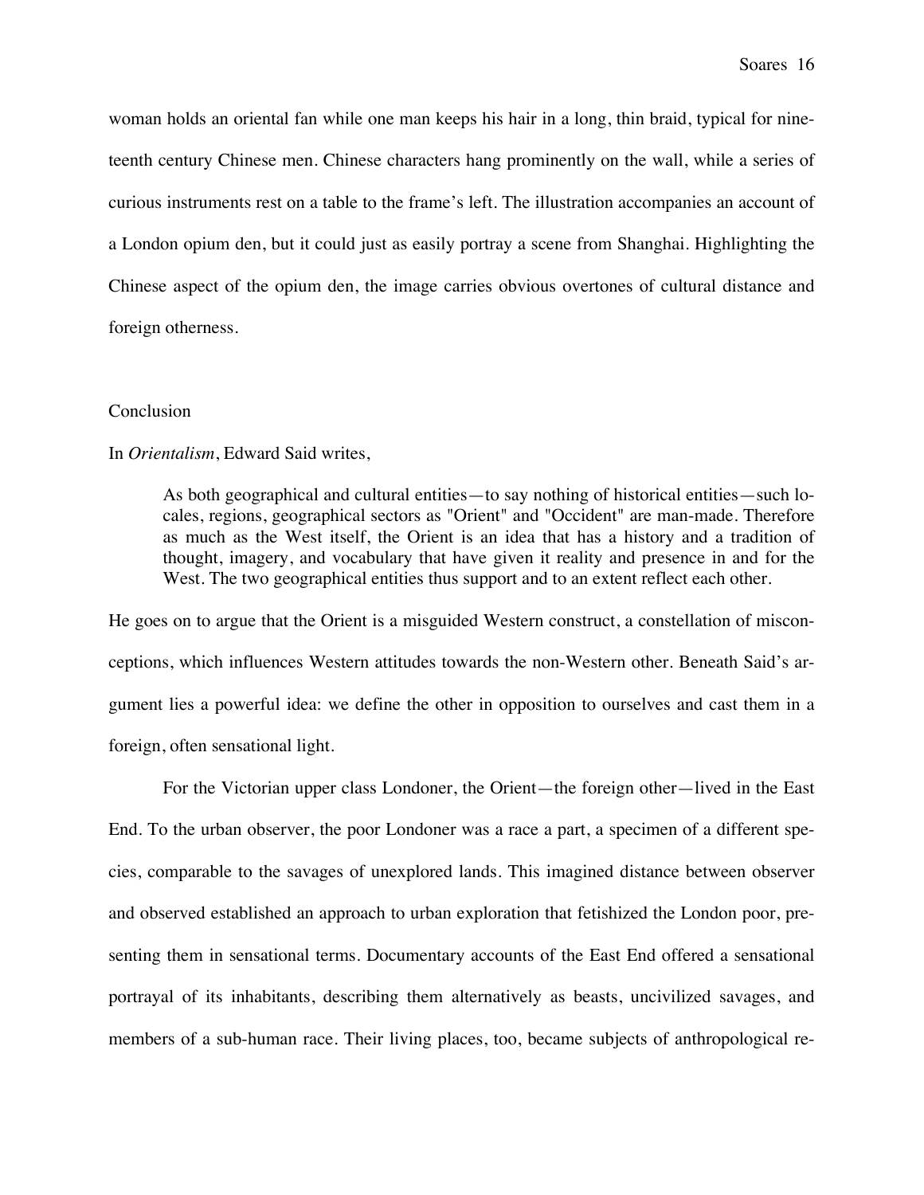woman holds an oriental fan while one man keeps his hair in a long, thin braid, typical for nineteenth century Chinese men. Chinese characters hang prominently on the wall, while a series of curious instruments rest on a table to the frame's left. The illustration accompanies an account of a London opium den, but it could just as easily portray a scene from Shanghai. Highlighting the Chinese aspect of the opium den, the image carries obvious overtones of cultural distance and foreign otherness.

## Conclusion

In *Orientalism*, Edward Said writes,

> As both geographical and cultural entities—to say nothing of historical entities—such locales, regions, geographical sectors as "Orient" and "Occident" are man-made. Therefore as much as the West itself, the Orient is an idea that has a history and a tradition of thought, imagery, and vocabulary that have given it reality and presence in and for the West. The two geographical entities thus support and to an extent reflect each other.

He goes on to argue that the Orient is a misguided Western construct, a constellation of misconceptions, which influences Western attitudes towards the non-Western other. Beneath Said's argument lies a powerful idea: we define the other in opposition to ourselves and cast them in a foreign, often sensational light.

For the Victorian upper class Londoner, the Orient—the foreign other—lived in the East End. To the urban observer, the poor Londoner was a race a part, a specimen of a different species, comparable to the savages of unexplored lands. This imagined distance between observer and observed established an approach to urban exploration that fetishized the London poor, presenting them in sensational terms. Documentary accounts of the East End offered a sensational portrayal of its inhabitants, describing them alternatively as beasts, uncivilized savages, and members of a sub-human race. Their living places, too, became subjects of anthropological re-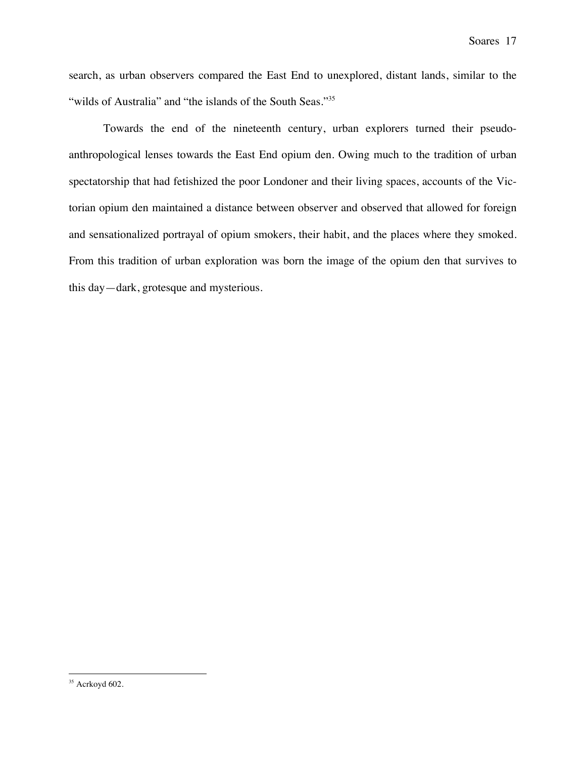search, as urban observers compared the East End to unexplored, distant lands, similar to the "wilds of Australia" and "the islands of the South Seas."[35]

Towards the end of the nineteenth century, urban explorers turned their pseudo-anthropological lenses towards the East End opium den. Owing much to the tradition of urban spectatorship that had fetishized the poor Londoner and their living spaces, accounts of the Victorian opium den maintained a distance between observer and observed that allowed for foreign and sensationalized portrayal of opium smokers, their habit, and the places where they smoked. From this tradition of urban exploration was born the image of the opium den that survives to this day—dark, grotesque and mysterious.

---

[35] Acrkoyd 602.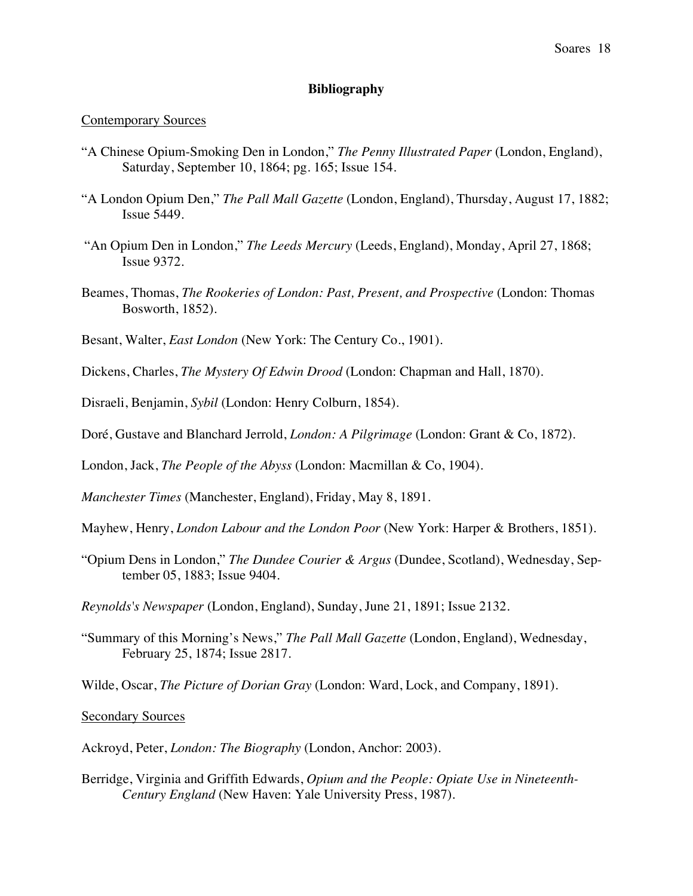## Bibliography

Contemporary Sources

"A Chinese Opium-Smoking Den in London," *The Penny Illustrated Paper* (London, England), Saturday, September 10, 1864; pg. 165; Issue 154.

"A London Opium Den," *The Pall Mall Gazette* (London, England), Thursday, August 17, 1882; Issue 5449.

"An Opium Den in London," *The Leeds Mercury* (Leeds, England), Monday, April 27, 1868; Issue 9372.

Beames, Thomas, *The Rookeries of London: Past, Present, and Prospective* (London: Thomas Bosworth, 1852).

Besant, Walter, *East London* (New York: The Century Co., 1901).

Dickens, Charles, *The Mystery Of Edwin Drood* (London: Chapman and Hall, 1870).

Disraeli, Benjamin, *Sybil* (London: Henry Colburn, 1854).

Doré, Gustave and Blanchard Jerrold, *London: A Pilgrimage* (London: Grant & Co, 1872).

London, Jack, *The People of the Abyss* (London: Macmillan & Co, 1904).

*Manchester Times* (Manchester, England), Friday, May 8, 1891.

Mayhew, Henry, *London Labour and the London Poor* (New York: Harper & Brothers, 1851).

"Opium Dens in London," *The Dundee Courier & Argus* (Dundee, Scotland), Wednesday, September 05, 1883; Issue 9404.

*Reynolds's Newspaper* (London, England), Sunday, June 21, 1891; Issue 2132.

"Summary of this Morning's News," *The Pall Mall Gazette* (London, England), Wednesday, February 25, 1874; Issue 2817.

Wilde, Oscar, *The Picture of Dorian Gray* (London: Ward, Lock, and Company, 1891).

Secondary Sources

Ackroyd, Peter, *London: The Biography* (London, Anchor: 2003).

Berridge, Virginia and Griffith Edwards, *Opium and the People: Opiate Use in Nineteenth-Century England* (New Haven: Yale University Press, 1987).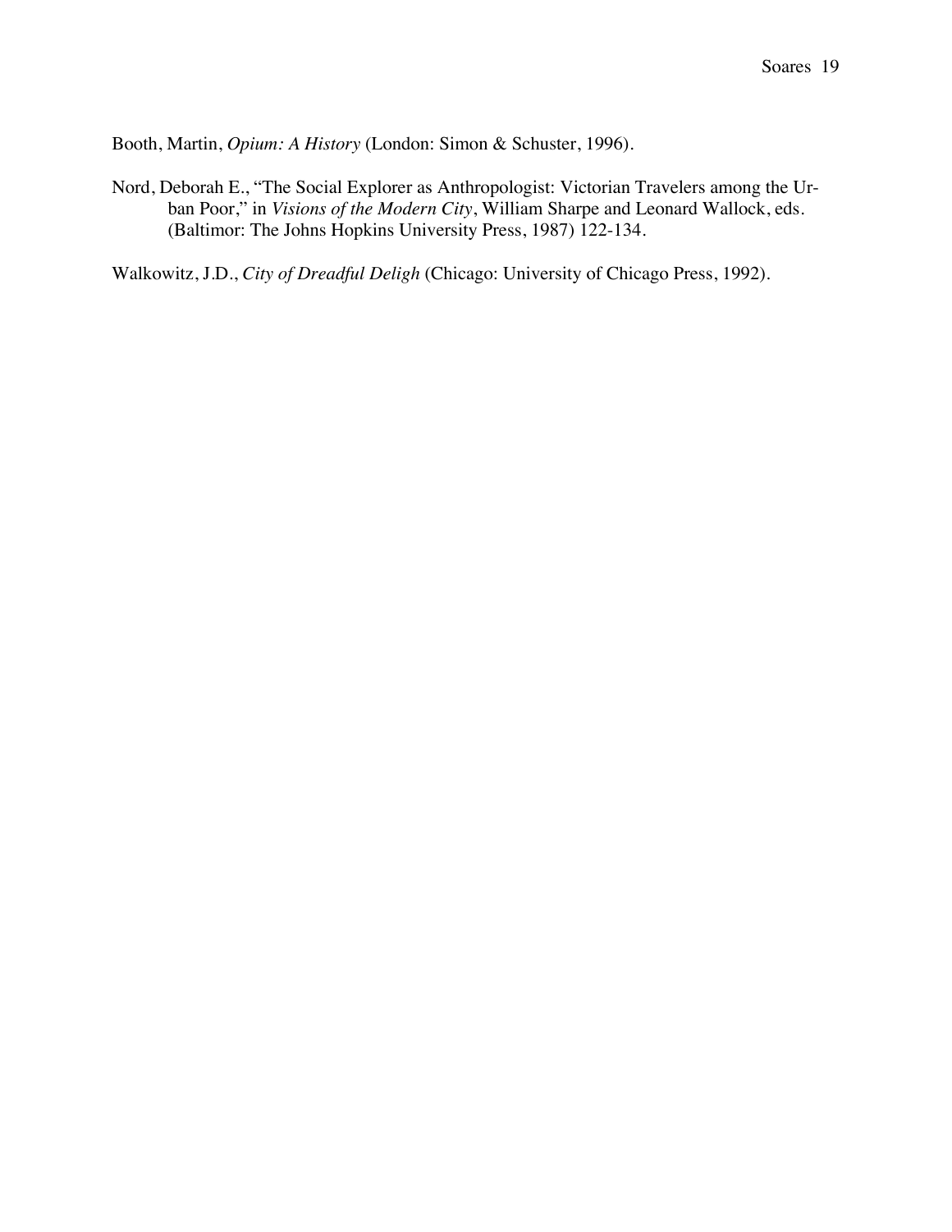Booth, Martin, *Opium: A History* (London: Simon & Schuster, 1996).

Nord, Deborah E., "The Social Explorer as Anthropologist: Victorian Travelers among the Urban Poor," in *Visions of the Modern City*, William Sharpe and Leonard Wallock, eds. (Baltimor: The Johns Hopkins University Press, 1987) 122-134.

Walkowitz, J.D., *City of Dreadful Deligh* (Chicago: University of Chicago Press, 1992).